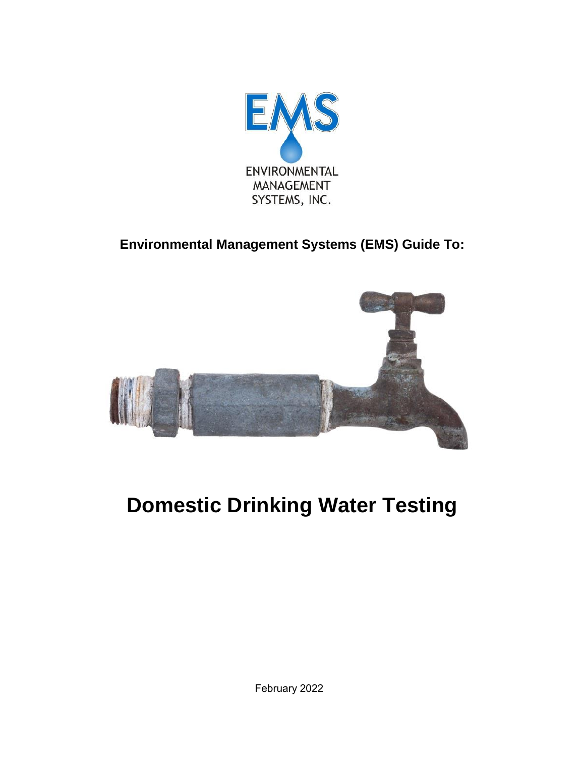EMS

ENVIRONMENTAL MANAGEMENT SYSTEMS, INC.

**Environmental Management Systems (EMS) Guide To:**

# Domestic Drinking Water Testing

February 2022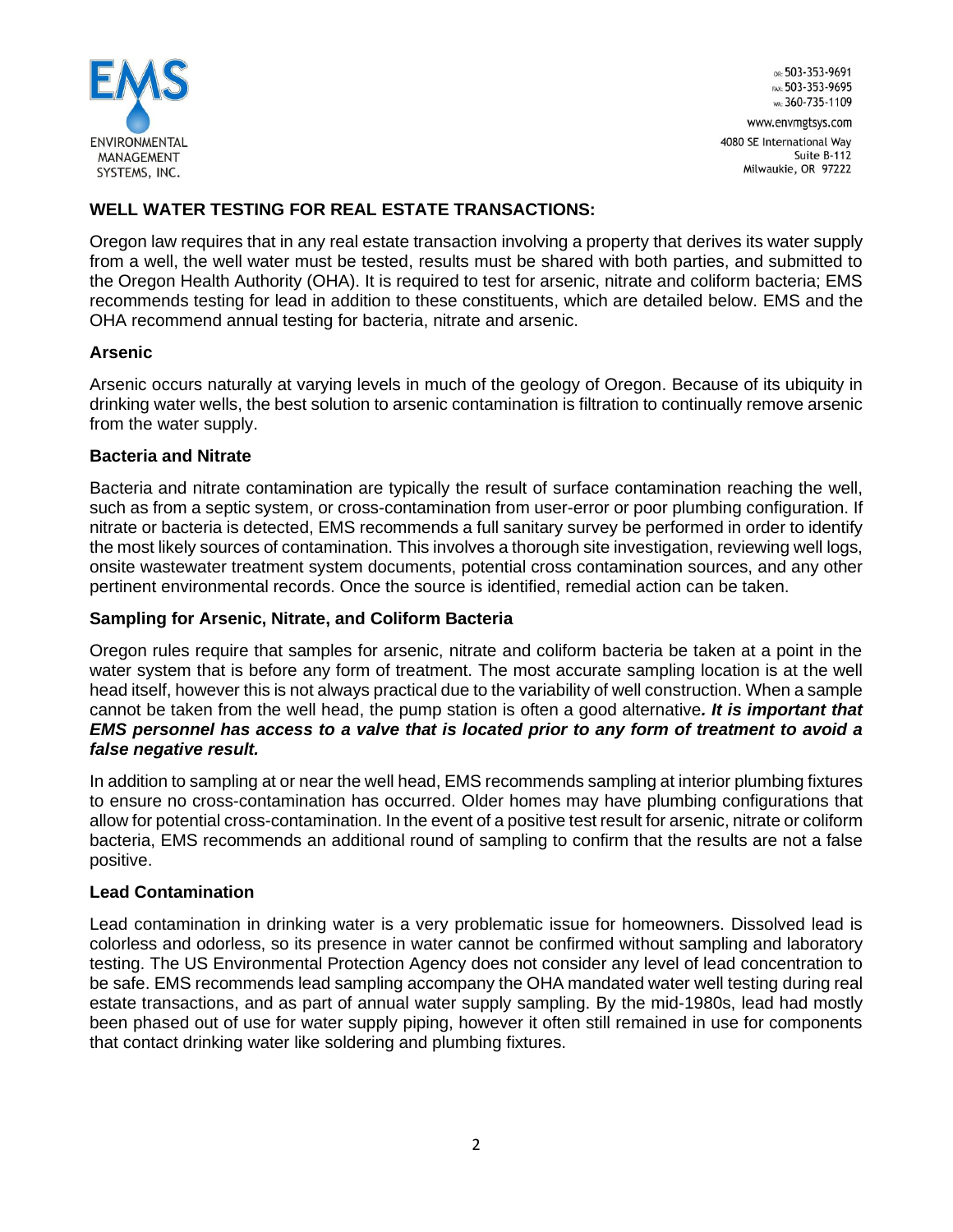## WELL WATER TESTING FOR REAL ESTATE TRANSACTIONS:

Oregon law requires that in any real estate transaction involving a property that derives its water supply from a well, the well water must be tested, results must be shared with both parties, and submitted to the Oregon Health Authority (OHA). It is required to test for arsenic, nitrate and coliform bacteria; EMS recommends testing for lead in addition to these constituents, which are detailed below. EMS and the OHA recommend annual testing for bacteria, nitrate and arsenic.

### Arsenic

Arsenic occurs naturally at varying levels in much of the geology of Oregon. Because of its ubiquity in drinking water wells, the best solution to arsenic contamination is filtration to continually remove arsenic from the water supply.

### Bacteria and Nitrate

Bacteria and nitrate contamination are typically the result of surface contamination reaching the well, such as from a septic system, or cross-contamination from user-error or poor plumbing configuration. If nitrate or bacteria is detected, EMS recommends a full sanitary survey be performed in order to identify the most likely sources of contamination. This involves a thorough site investigation, reviewing well logs, onsite wastewater treatment system documents, potential cross contamination sources, and any other pertinent environmental records. Once the source is identified, remedial action can be taken.

### Sampling for Arsenic, Nitrate, and Coliform Bacteria

Oregon rules require that samples for arsenic, nitrate and coliform bacteria be taken at a point in the water system that is before any form of treatment. The most accurate sampling location is at the well head itself, however this is not always practical due to the variability of well construction. When a sample cannot be taken from the well head, the pump station is often a good alternative***. It is important that EMS personnel has access to a valve that is located prior to any form of treatment to avoid a false negative result.***

In addition to sampling at or near the well head, EMS recommends sampling at interior plumbing fixtures to ensure no cross-contamination has occurred. Older homes may have plumbing configurations that allow for potential cross-contamination. In the event of a positive test result for arsenic, nitrate or coliform bacteria, EMS recommends an additional round of sampling to confirm that the results are not a false positive.

### Lead Contamination

Lead contamination in drinking water is a very problematic issue for homeowners. Dissolved lead is colorless and odorless, so its presence in water cannot be confirmed without sampling and laboratory testing. The US Environmental Protection Agency does not consider any level of lead concentration to be safe. EMS recommends lead sampling accompany the OHA mandated water well testing during real estate transactions, and as part of annual water supply sampling. By the mid-1980s, lead had mostly been phased out of use for water supply piping, however it often still remained in use for components that contact drinking water like soldering and plumbing fixtures.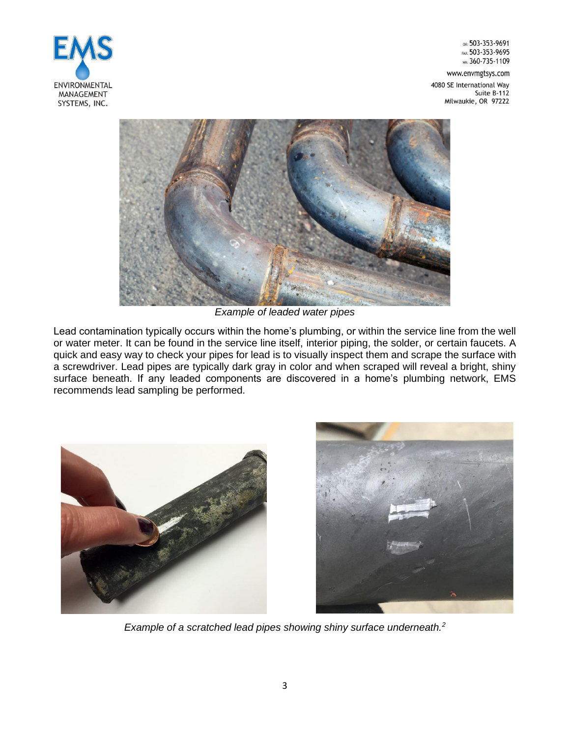*Example of leaded water pipes*

Lead contamination typically occurs within the home's plumbing, or within the service line from the well or water meter. It can be found in the service line itself, interior piping, the solder, or certain faucets. A quick and easy way to check your pipes for lead is to visually inspect them and scrape the surface with a screwdriver. Lead pipes are typically dark gray in color and when scraped will reveal a bright, shiny surface beneath. If any leaded components are discovered in a home's plumbing network, EMS recommends lead sampling be performed.

*Example of a scratched lead pipes showing shiny surface underneath.*[2]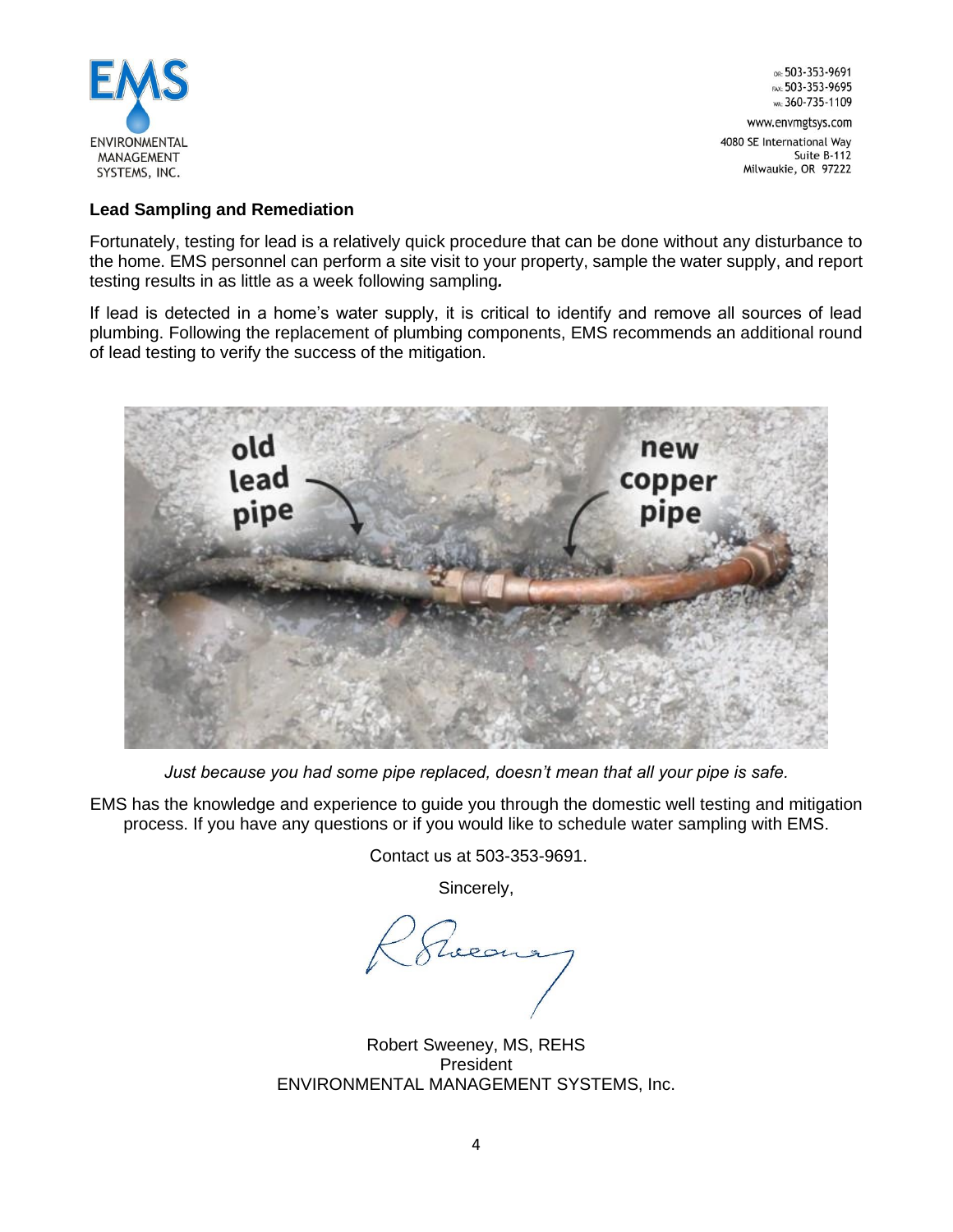### Lead Sampling and Remediation

Fortunately, testing for lead is a relatively quick procedure that can be done without any disturbance to the home. EMS personnel can perform a site visit to your property, sample the water supply, and report testing results in as little as a week following sampling.

If lead is detected in a home's water supply, it is critical to identify and remove all sources of lead plumbing. Following the replacement of plumbing components, EMS recommends an additional round of lead testing to verify the success of the mitigation.

old lead pipe

new copper pipe

*Just because you had some pipe replaced, doesn't mean that all your pipe is safe.*

EMS has the knowledge and experience to guide you through the domestic well testing and mitigation process. If you have any questions or if you would like to schedule water sampling with EMS.

Contact us at 503-353-9691.

Sincerely,

Robert Sweeney, MS, REHS
President
ENVIRONMENTAL MANAGEMENT SYSTEMS, Inc.